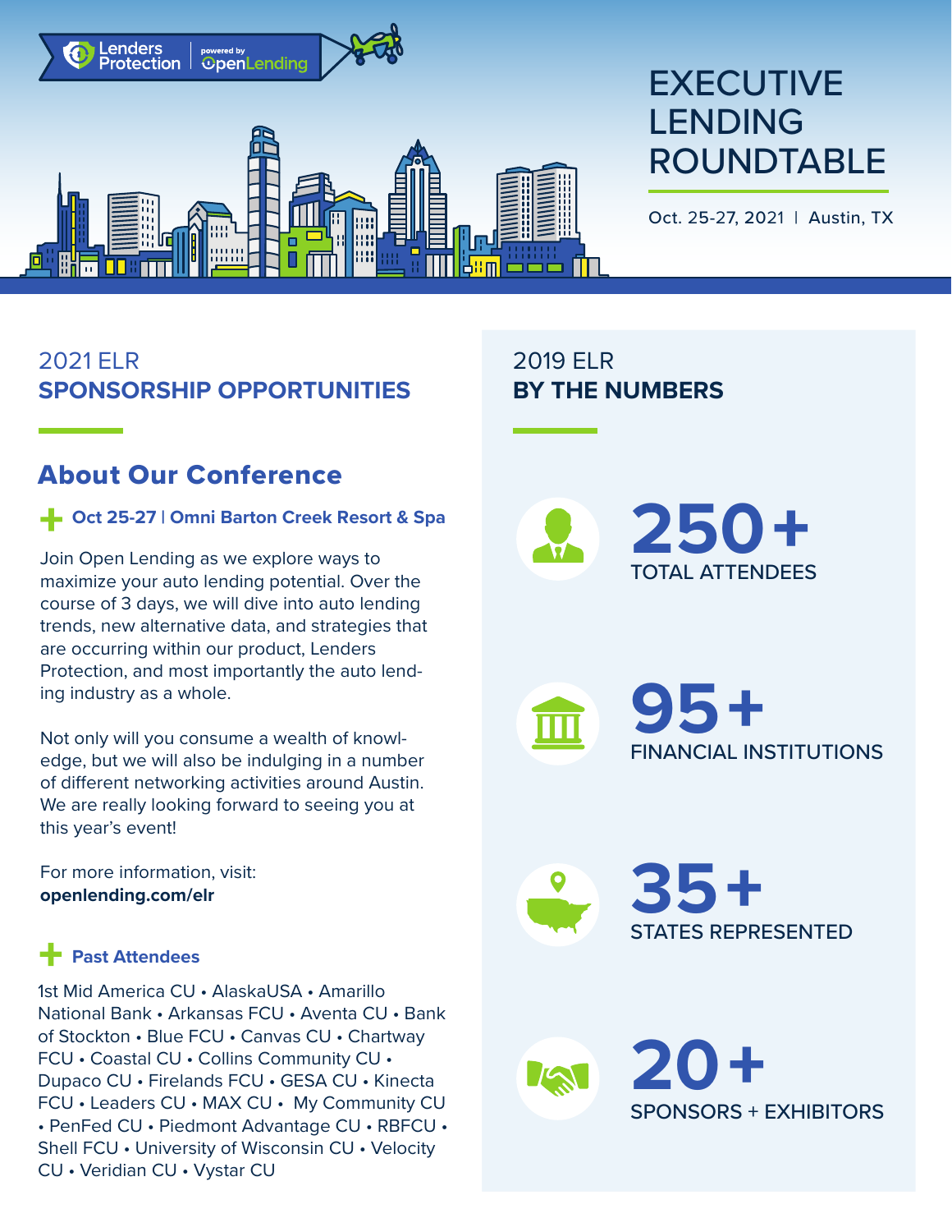Lenders Protection | powered by OpenLending

# EXECUTIVE LENDING ROUNDTABLE

Oct. 25-27, 2021 | Austin, TX

## 2021 ELR SPONSORSHIP OPPORTUNITIES

### About Our Conference

**Oct 25-27 | Omni Barton Creek Resort & Spa**

Join Open Lending as we explore ways to maximize your auto lending potential. Over the course of 3 days, we will dive into auto lending trends, new alternative data, and strategies that are occurring within our product, Lenders Protection, and most importantly the auto lending industry as a whole.

Not only will you consume a wealth of knowledge, but we will also be indulging in a number of different networking activities around Austin. We are really looking forward to seeing you at this year's event!

For more information, visit:
**openlending.com/elr**

**Past Attendees**

1st Mid America CU • AlaskaUSA • Amarillo National Bank • Arkansas FCU • Aventa CU • Bank of Stockton • Blue FCU • Canvas CU • Chartway FCU • Coastal CU • Collins Community CU • Dupaco CU • Firelands FCU • GESA CU • Kinecta FCU • Leaders CU • MAX CU • My Community CU • PenFed CU • Piedmont Advantage CU • RBFCU • Shell FCU • University of Wisconsin CU • Velocity CU • Veridian CU • Vystar CU

## 2019 ELR BY THE NUMBERS

**250+** TOTAL ATTENDEES

**95+** FINANCIAL INSTITUTIONS

**35+** STATES REPRESENTED

**20+** SPONSORS + EXHIBITORS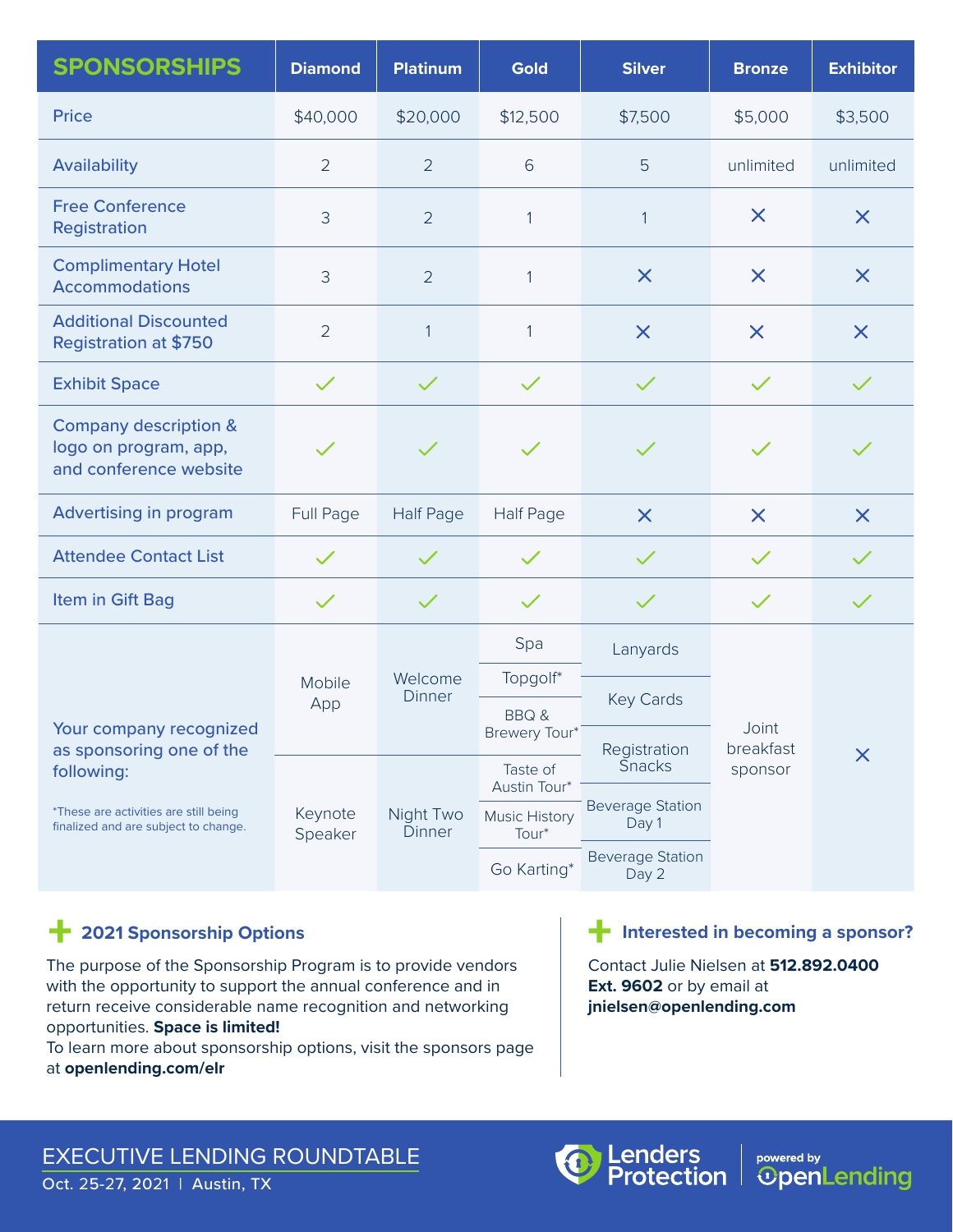| SPONSORSHIPS | Diamond | Platinum | Gold | Silver | Bronze | Exhibitor |
|---|---|---|---|---|---|---|
| Price | $40,000 | $20,000 | $12,500 | $7,500 | $5,000 | $3,500 |
| Availability | 2 | 2 | 6 | 5 | unlimited | unlimited |
| Free Conference Registration | 3 | 2 | 1 | 1 | ✕ | ✕ |
| Complimentary Hotel Accommodations | 3 | 2 | 1 | ✕ | ✕ | ✕ |
| Additional Discounted Registration at $750 | 2 | 1 | 1 | ✕ | ✕ | ✕ |
| Exhibit Space | ✓ | ✓ | ✓ | ✓ | ✓ | ✓ |
| Company description & logo on program, app, and conference website | ✓ | ✓ | ✓ | ✓ | ✓ | ✓ |
| Advertising in program | Full Page | Half Page | Half Page | ✕ | ✕ | ✕ |
| Attendee Contact List | ✓ | ✓ | ✓ | ✓ | ✓ | ✓ |
| Item in Gift Bag | ✓ | ✓ | ✓ | ✓ | ✓ | ✓ |
| Your company recognized as sponsoring one of the following: *These are activities are still being finalized and are subject to change. | Mobile App; Keynote Speaker | Welcome Dinner; Night Two Dinner | Spa; Topgolf*; BBQ & Brewery Tour*; Taste of Austin Tour*; Music History Tour*; Go Karting* | Lanyards; Key Cards; Registration Snacks; Beverage Station Day 1; Beverage Station Day 2 | Joint breakfast sponsor | ✕ |

## 2021 Sponsorship Options

The purpose of the Sponsorship Program is to provide vendors with the opportunity to support the annual conference and in return receive considerable name recognition and networking opportunities. **Space is limited!**
To learn more about sponsorship options, visit the sponsors page at **openlending.com/elr**

## Interested in becoming a sponsor?

Contact Julie Nielsen at **512.892.0400 Ext. 9602** or by email at **jnielsen@openlending.com**

EXECUTIVE LENDING ROUNDTABLE
Oct. 25-27, 2021 | Austin, TX

Lenders Protection | powered by OpenLending